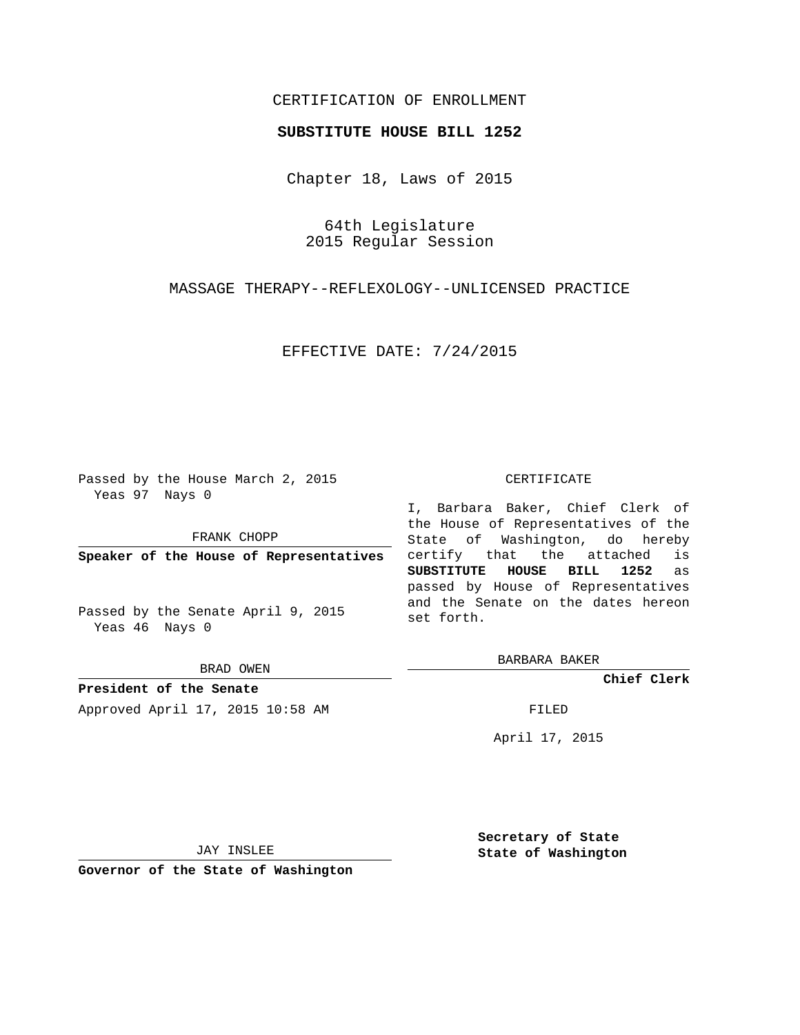CERTIFICATION OF ENROLLMENT

**SUBSTITUTE HOUSE BILL 1252**

Chapter 18, Laws of 2015

64th Legislature
2015 Regular Session

MASSAGE THERAPY--REFLEXOLOGY--UNLICENSED PRACTICE

EFFECTIVE DATE: 7/24/2015

Passed by the House March 2, 2015
Yeas 97 Nays 0

FRANK CHOPP

**Speaker of the House of Representatives**

Passed by the Senate April 9, 2015
Yeas 46 Nays 0

BRAD OWEN

**President of the Senate**

Approved April 17, 2015 10:58 AM

JAY INSLEE

**Governor of the State of Washington**

CERTIFICATE

I, Barbara Baker, Chief Clerk of the House of Representatives of the State of Washington, do hereby certify that the attached is **SUBSTITUTE HOUSE BILL 1252** as passed by House of Representatives and the Senate on the dates hereon set forth.

BARBARA BAKER

**Chief Clerk**

FILED

April 17, 2015

**Secretary of State**
**State of Washington**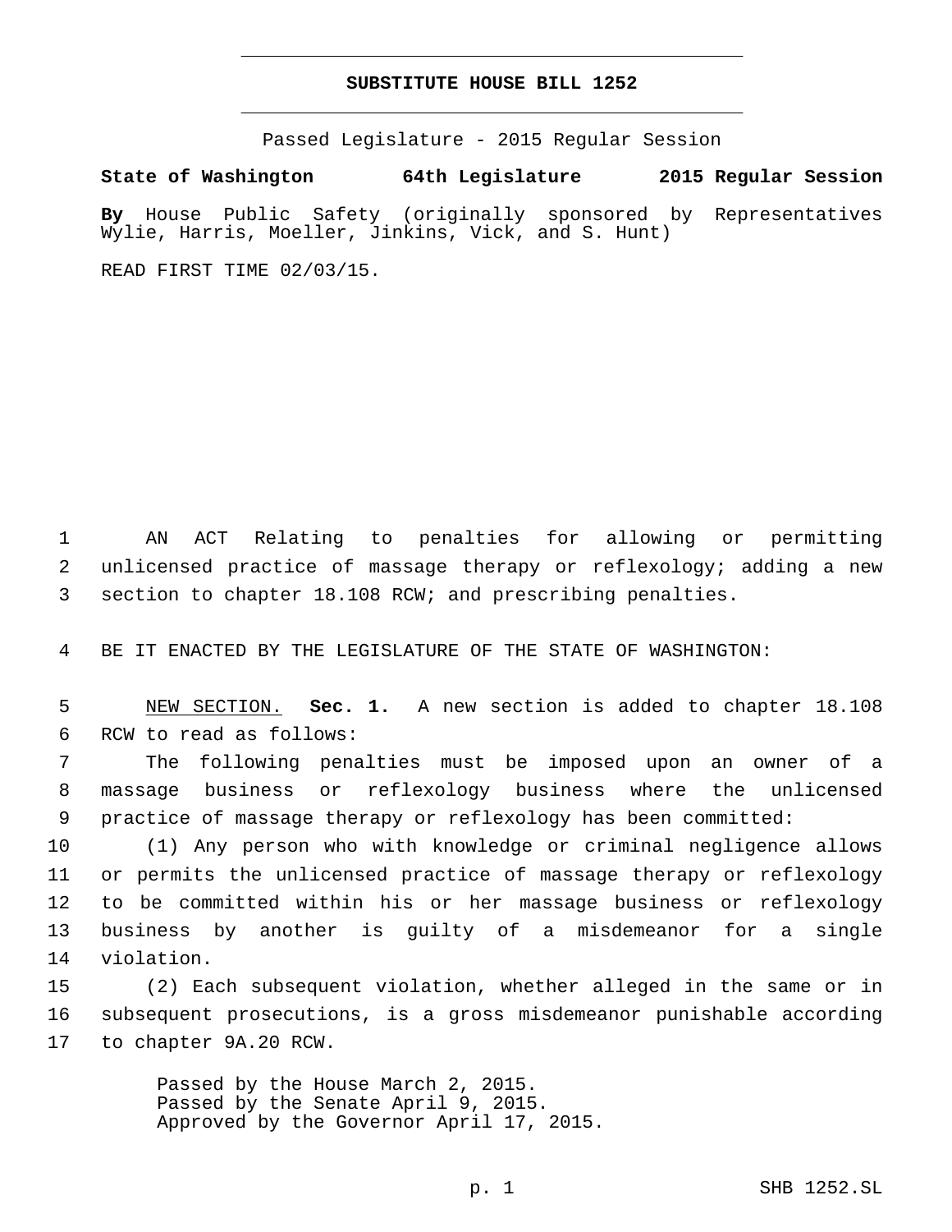# SUBSTITUTE HOUSE BILL 1252

Passed Legislature - 2015 Regular Session

**State of Washington 64th Legislature 2015 Regular Session**

**By** House Public Safety (originally sponsored by Representatives Wylie, Harris, Moeller, Jinkins, Vick, and S. Hunt)

READ FIRST TIME 02/03/15.

AN ACT Relating to penalties for allowing or permitting unlicensed practice of massage therapy or reflexology; adding a new section to chapter 18.108 RCW; and prescribing penalties.

BE IT ENACTED BY THE LEGISLATURE OF THE STATE OF WASHINGTON:

NEW SECTION. **Sec. 1.** A new section is added to chapter 18.108 RCW to read as follows:

The following penalties must be imposed upon an owner of a massage business or reflexology business where the unlicensed practice of massage therapy or reflexology has been committed:

(1) Any person who with knowledge or criminal negligence allows or permits the unlicensed practice of massage therapy or reflexology to be committed within his or her massage business or reflexology business by another is guilty of a misdemeanor for a single violation.

(2) Each subsequent violation, whether alleged in the same or in subsequent prosecutions, is a gross misdemeanor punishable according to chapter 9A.20 RCW.

Passed by the House March 2, 2015.
Passed by the Senate April 9, 2015.
Approved by the Governor April 17, 2015.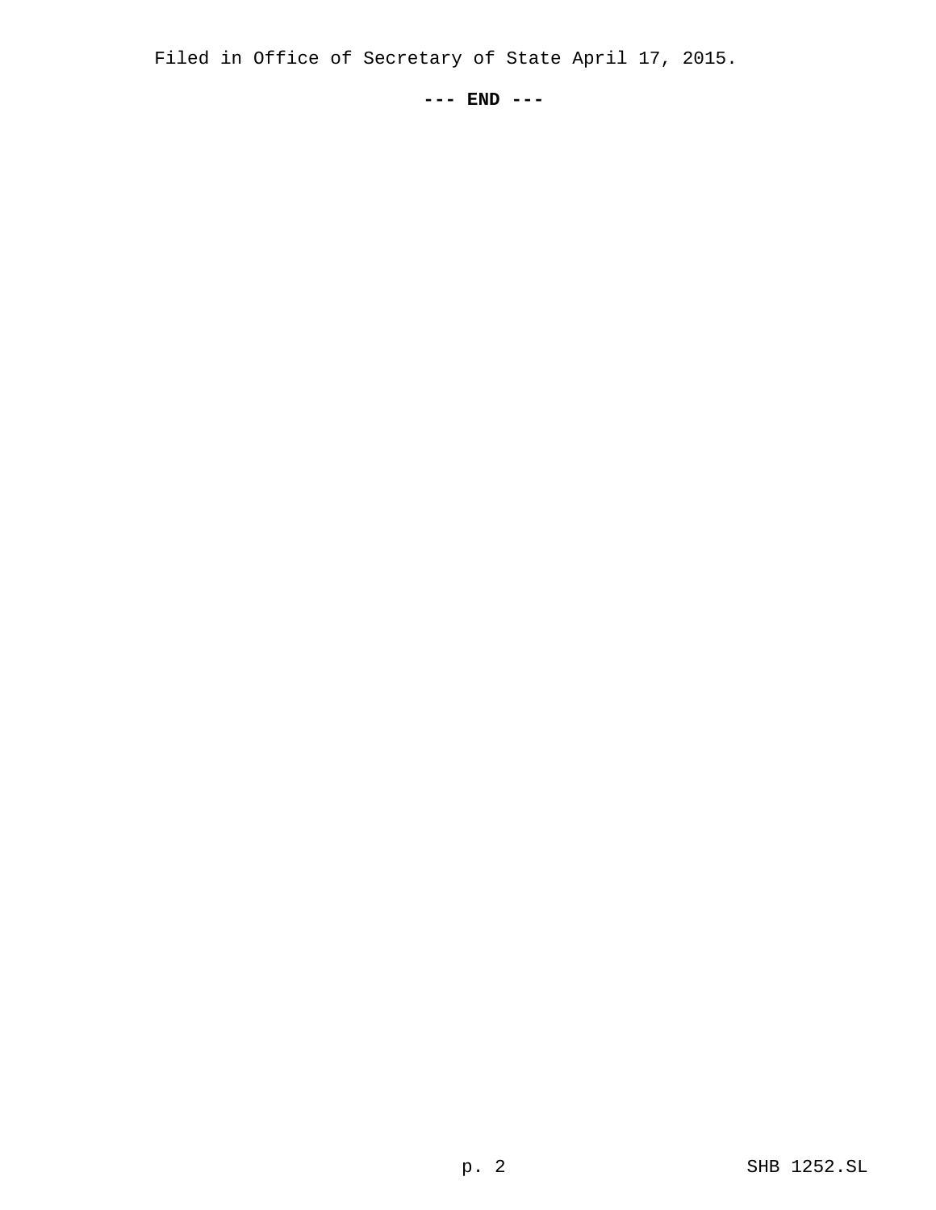Filed in Office of Secretary of State April 17, 2015.

**--- END ---**